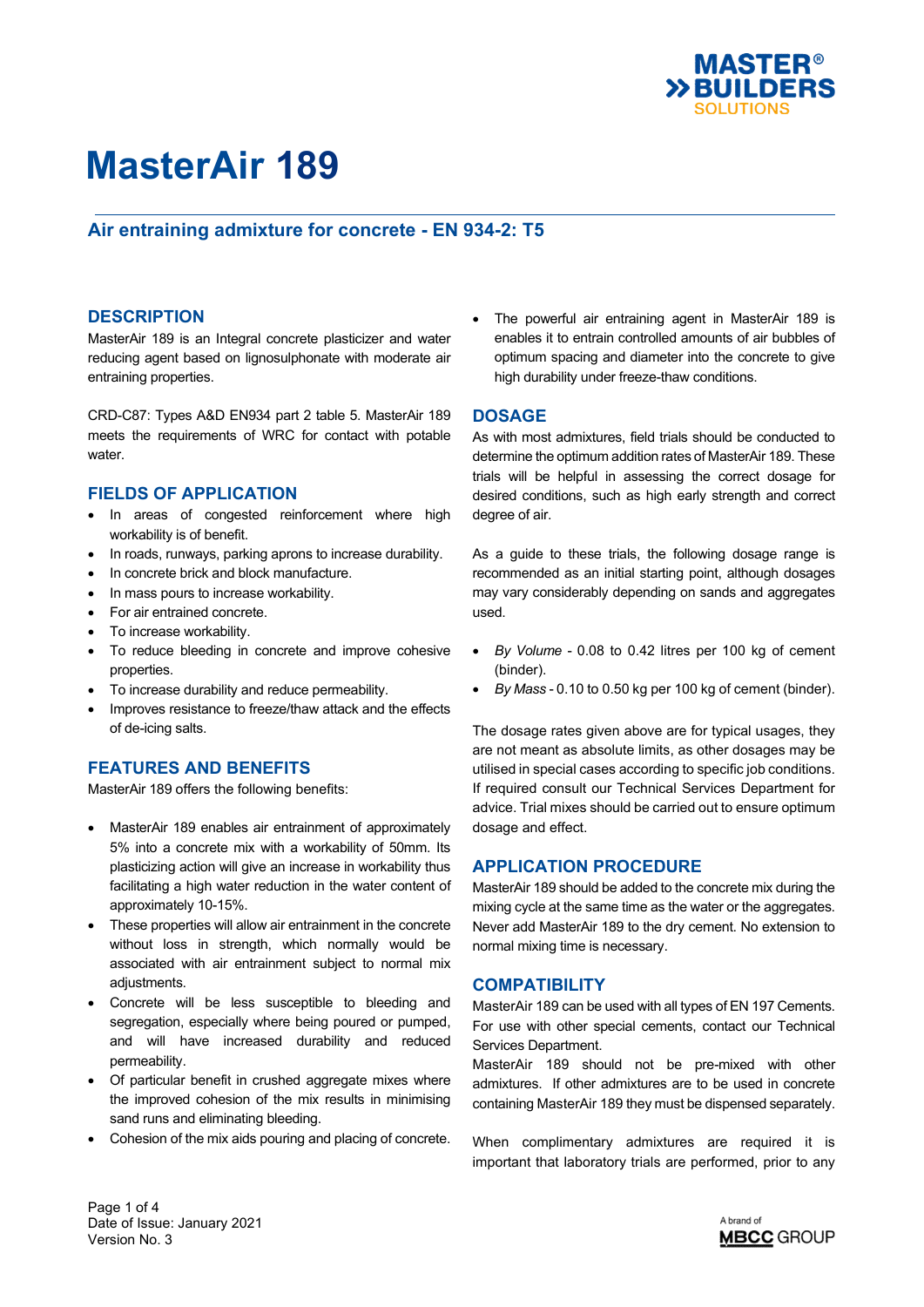# MasterAir 189

## Air entraining admixture for concrete - EN 934-2: T5

## DESCRIPTION

MasterAir 189 is an Integral concrete plasticizer and water reducing agent based on lignosulphonate with moderate air entraining properties.

CRD-C87: Types A&D EN934 part 2 table 5. MasterAir 189 meets the requirements of WRC for contact with potable water.

## FIELDS OF APPLICATION

- In areas of congested reinforcement where high workability is of benefit.
- In roads, runways, parking aprons to increase durability.
- In concrete brick and block manufacture.
- In mass pours to increase workability.
- For air entrained concrete.
- To increase workability.
- To reduce bleeding in concrete and improve cohesive properties.
- To increase durability and reduce permeability.
- Improves resistance to freeze/thaw attack and the effects of de-icing salts.

## FEATURES AND BENEFITS

MasterAir 189 offers the following benefits:

- MasterAir 189 enables air entrainment of approximately 5% into a concrete mix with a workability of 50mm. Its plasticizing action will give an increase in workability thus facilitating a high water reduction in the water content of approximately 10-15%.
- These properties will allow air entrainment in the concrete without loss in strength, which normally would be associated with air entrainment subject to normal mix adjustments.
- Concrete will be less susceptible to bleeding and segregation, especially where being poured or pumped, and will have increased durability and reduced permeability.
- Of particular benefit in crushed aggregate mixes where the improved cohesion of the mix results in minimising sand runs and eliminating bleeding.
- Cohesion of the mix aids pouring and placing of concrete.
- The powerful air entraining agent in MasterAir 189 is enables it to entrain controlled amounts of air bubbles of optimum spacing and diameter into the concrete to give high durability under freeze-thaw conditions.

## DOSAGE

As with most admixtures, field trials should be conducted to determine the optimum addition rates of MasterAir 189. These trials will be helpful in assessing the correct dosage for desired conditions, such as high early strength and correct degree of air.

As a guide to these trials, the following dosage range is recommended as an initial starting point, although dosages may vary considerably depending on sands and aggregates used.

- *By Volume* - 0.08 to 0.42 litres per 100 kg of cement (binder).
- *By Mass* - 0.10 to 0.50 kg per 100 kg of cement (binder).

The dosage rates given above are for typical usages, they are not meant as absolute limits, as other dosages may be utilised in special cases according to specific job conditions. If required consult our Technical Services Department for advice. Trial mixes should be carried out to ensure optimum dosage and effect.

## APPLICATION PROCEDURE

MasterAir 189 should be added to the concrete mix during the mixing cycle at the same time as the water or the aggregates. Never add MasterAir 189 to the dry cement. No extension to normal mixing time is necessary.

## COMPATIBILITY

MasterAir 189 can be used with all types of EN 197 Cements. For use with other special cements, contact our Technical Services Department.

MasterAir 189 should not be pre-mixed with other admixtures. If other admixtures are to be used in concrete containing MasterAir 189 they must be dispensed separately.

When complimentary admixtures are required it is important that laboratory trials are performed, prior to any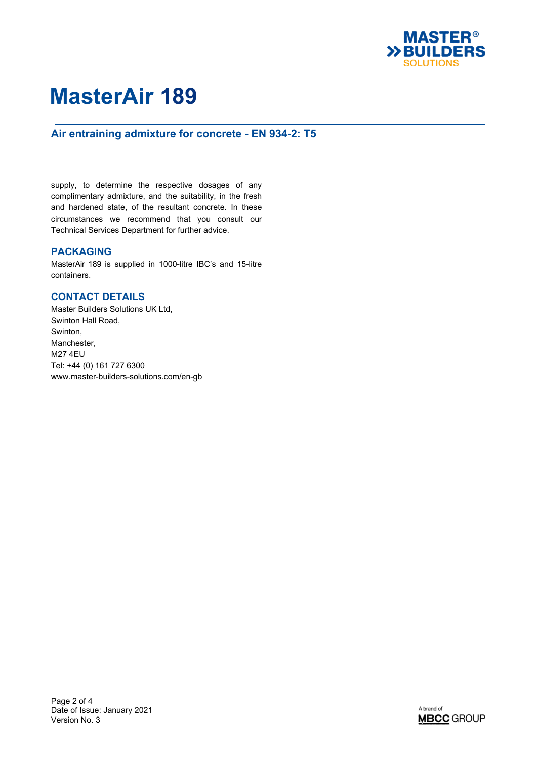supply, to determine the respective dosages of any complimentary admixture, and the suitability, in the fresh and hardened state, of the resultant concrete. In these circumstances we recommend that you consult our Technical Services Department for further advice.

## PACKAGING

MasterAir 189 is supplied in 1000-litre IBC's and 15-litre containers.

## CONTACT DETAILS

Master Builders Solutions UK Ltd,
Swinton Hall Road,
Swinton,
Manchester,
M27 4EU
Tel: +44 (0) 161 727 6300
www.master-builders-solutions.com/en-gb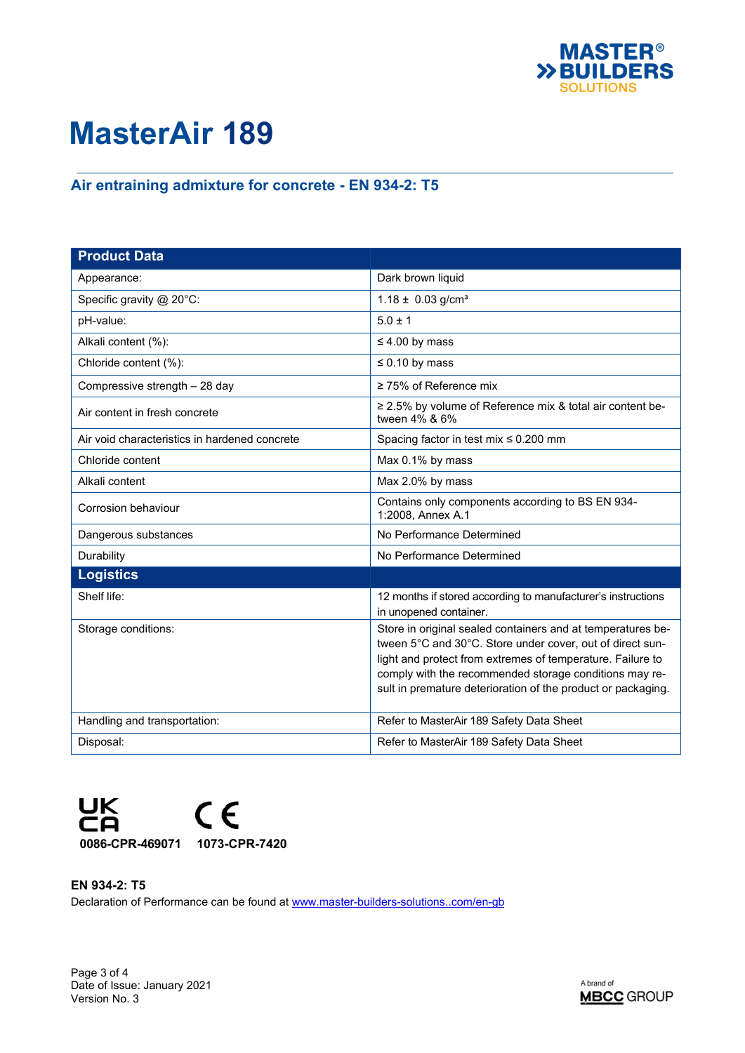# MasterAir 189

## Air entraining admixture for concrete - EN 934-2: T5

| Product Data | |
|---|---|
| Appearance: | Dark brown liquid |
| Specific gravity @ 20°C: | 1.18 ± 0.03 g/cm³ |
| pH-value: | 5.0 ± 1 |
| Alkali content (%): | ≤ 4.00 by mass |
| Chloride content (%): | ≤ 0.10 by mass |
| Compressive strength – 28 day | ≥ 75% of Reference mix |
| Air content in fresh concrete | ≥ 2.5% by volume of Reference mix & total air content between 4% & 6% |
| Air void characteristics in hardened concrete | Spacing factor in test mix ≤ 0.200 mm |
| Chloride content | Max 0.1% by mass |
| Alkali content | Max 2.0% by mass |
| Corrosion behaviour | Contains only components according to BS EN 934-1:2008, Annex A.1 |
| Dangerous substances | No Performance Determined |
| Durability | No Performance Determined |
| **Logistics** | |
| Shelf life: | 12 months if stored according to manufacturer's instructions in unopened container. |
| Storage conditions: | Store in original sealed containers and at temperatures between 5°C and 30°C. Store under cover, out of direct sunlight and protect from extremes of temperature. Failure to comply with the recommended storage conditions may result in premature deterioration of the product or packaging. |
| Handling and transportation: | Refer to MasterAir 189 Safety Data Sheet |
| Disposal: | Refer to MasterAir 189 Safety Data Sheet |

UKCA **0086-CPR-469071** CE **1073-CPR-7420**

**EN 934-2: T5**

Declaration of Performance can be found at www.master-builders-solutions..com/en-gb

Date of Issue: January 2021
Version No. 3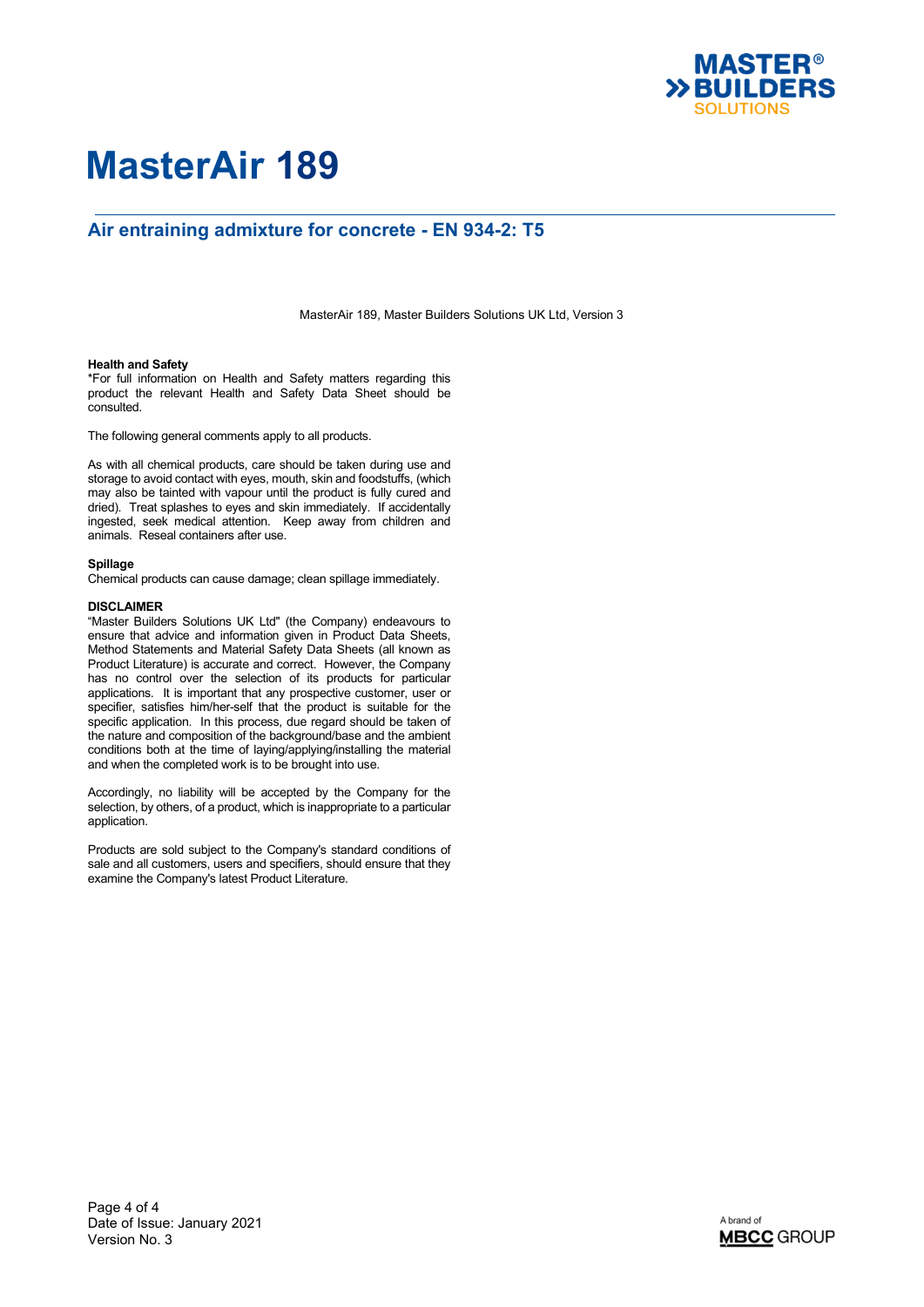# MasterAir 189

## Air entraining admixture for concrete - EN 934-2: T5

MasterAir 189, Master Builders Solutions UK Ltd, Version 3

**Health and Safety**

*For full information on Health and Safety matters regarding this product the relevant Health and Safety Data Sheet should be consulted.

The following general comments apply to all products.

As with all chemical products, care should be taken during use and storage to avoid contact with eyes, mouth, skin and foodstuffs, (which may also be tainted with vapour until the product is fully cured and dried). Treat splashes to eyes and skin immediately. If accidentally ingested, seek medical attention. Keep away from children and animals. Reseal containers after use.

**Spillage**

Chemical products can cause damage; clean spillage immediately.

**DISCLAIMER**

"Master Builders Solutions UK Ltd" (the Company) endeavours to ensure that advice and information given in Product Data Sheets, Method Statements and Material Safety Data Sheets (all known as Product Literature) is accurate and correct. However, the Company has no control over the selection of its products for particular applications. It is important that any prospective customer, user or specifier, satisfies him/her-self that the product is suitable for the specific application. In this process, due regard should be taken of the nature and composition of the background/base and the ambient conditions both at the time of laying/applying/installing the material and when the completed work is to be brought into use.

Accordingly, no liability will be accepted by the Company for the selection, by others, of a product, which is inappropriate to a particular application.

Products are sold subject to the Company's standard conditions of sale and all customers, users and specifiers, should ensure that they examine the Company's latest Product Literature.

Date of Issue: January 2021
Version No. 3